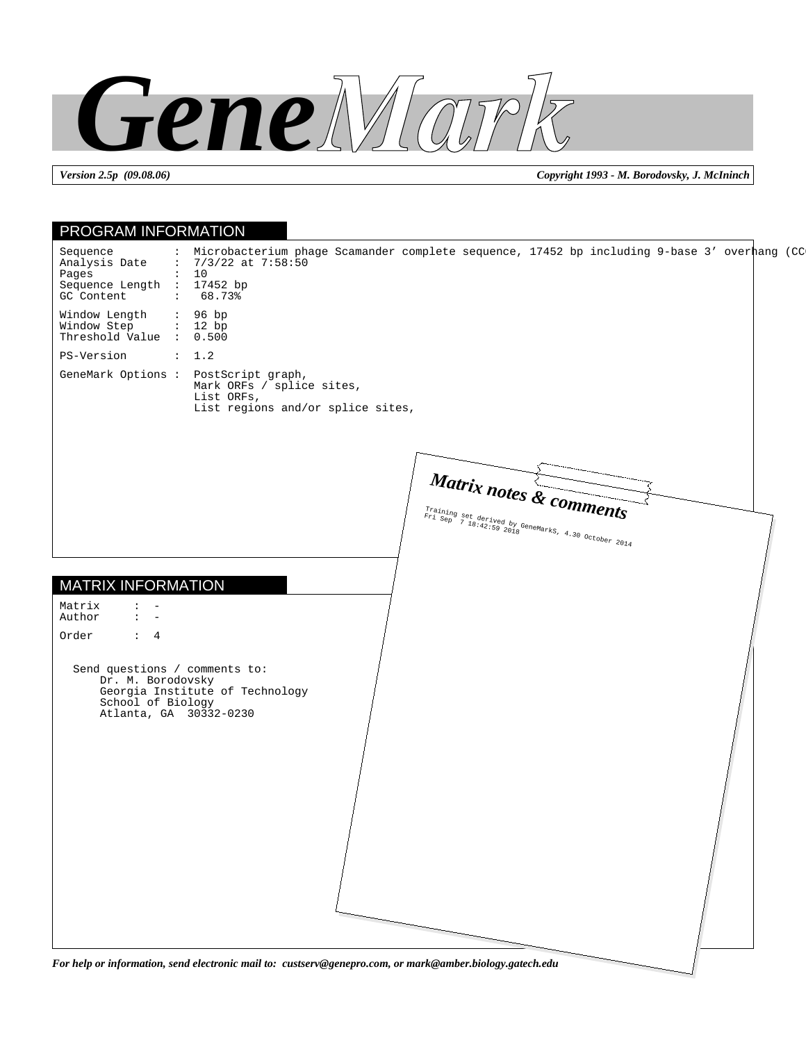# GeneMark

*Version 2.5p (09.08.06)* — *Copyright 1993 - M. Borodovsky, J. McIninch*

## PROGRAM INFORMATION

```
Sequence         :  Microbacterium phage Scamander complete sequence, 17452 bp including 9-base 3' overhang (CC
Analysis Date    :  7/3/22 at 7:58:50
Pages            :  10
Sequence Length  :  17452 bp
GC Content       :   68.73%

Window Length    :  96 bp
Window Step      :  12 bp
Threshold Value  :  0.500

PS-Version       :  1.2

GeneMark Options :  PostScript graph,
                    Mark ORFs / splice sites,
                    List ORFs,
                    List regions and/or splice sites,
```

## MATRIX INFORMATION

```
Matrix     :  -
Author     :  -

Order      :  4
```

Send questions / comments to:
Dr. M. Borodovsky
Georgia Institute of Technology
School of Biology
Atlanta, GA 30332-0230

### Matrix notes & comments

Training set derived by GeneMarkS, 4.30 October 2014
Fri Sep 7 18:42:59 2018

*For help or information, send electronic mail to: custserv@genepro.com, or mark@amber.biology.gatech.edu*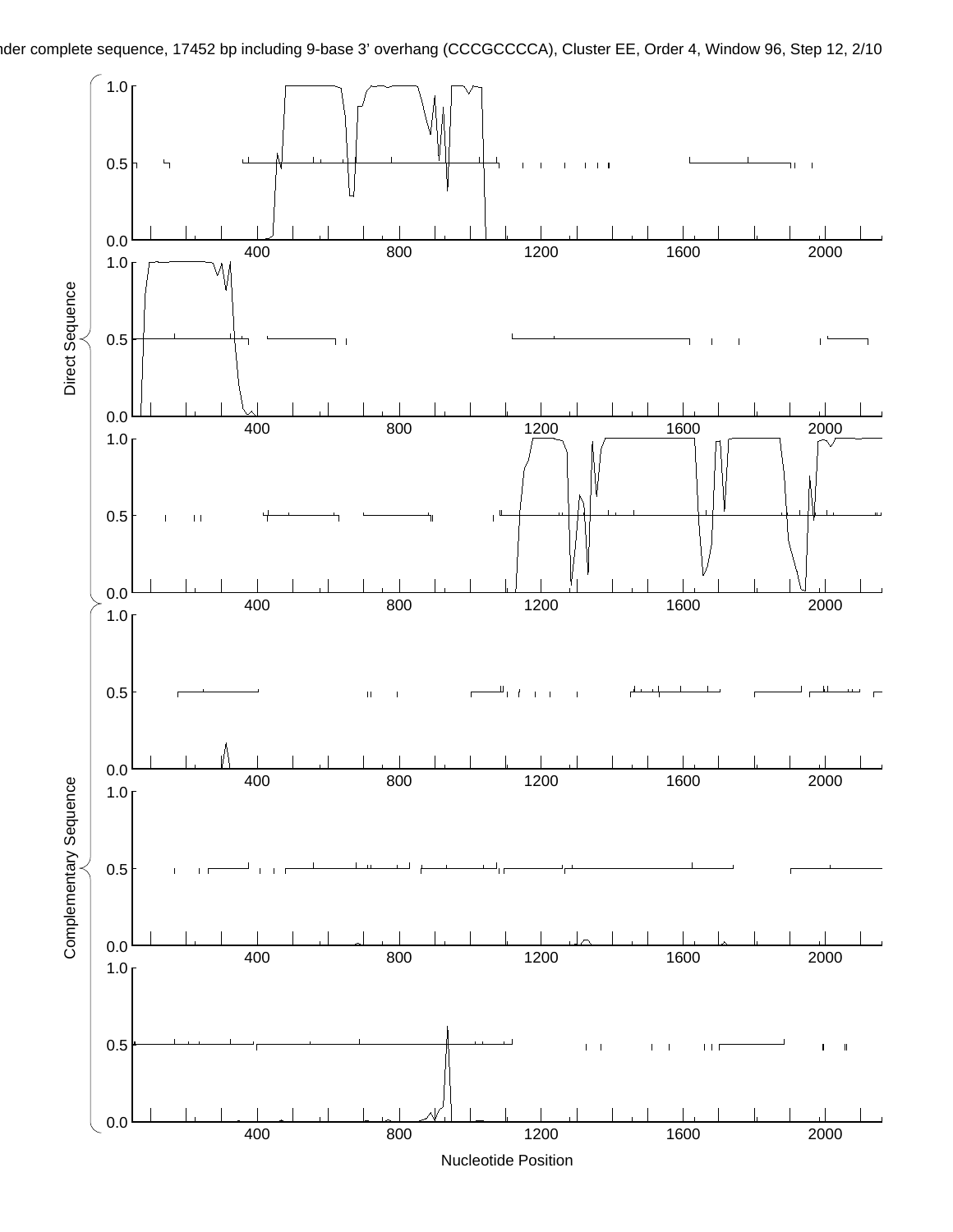nder complete sequence, 17452 bp including 9-base 3' overhang (CCCGCCCCA), Cluster EE, Order 4, Window 96, Step 12, 2/10

Direct Sequence

Complementary Sequence

Nucleotide Position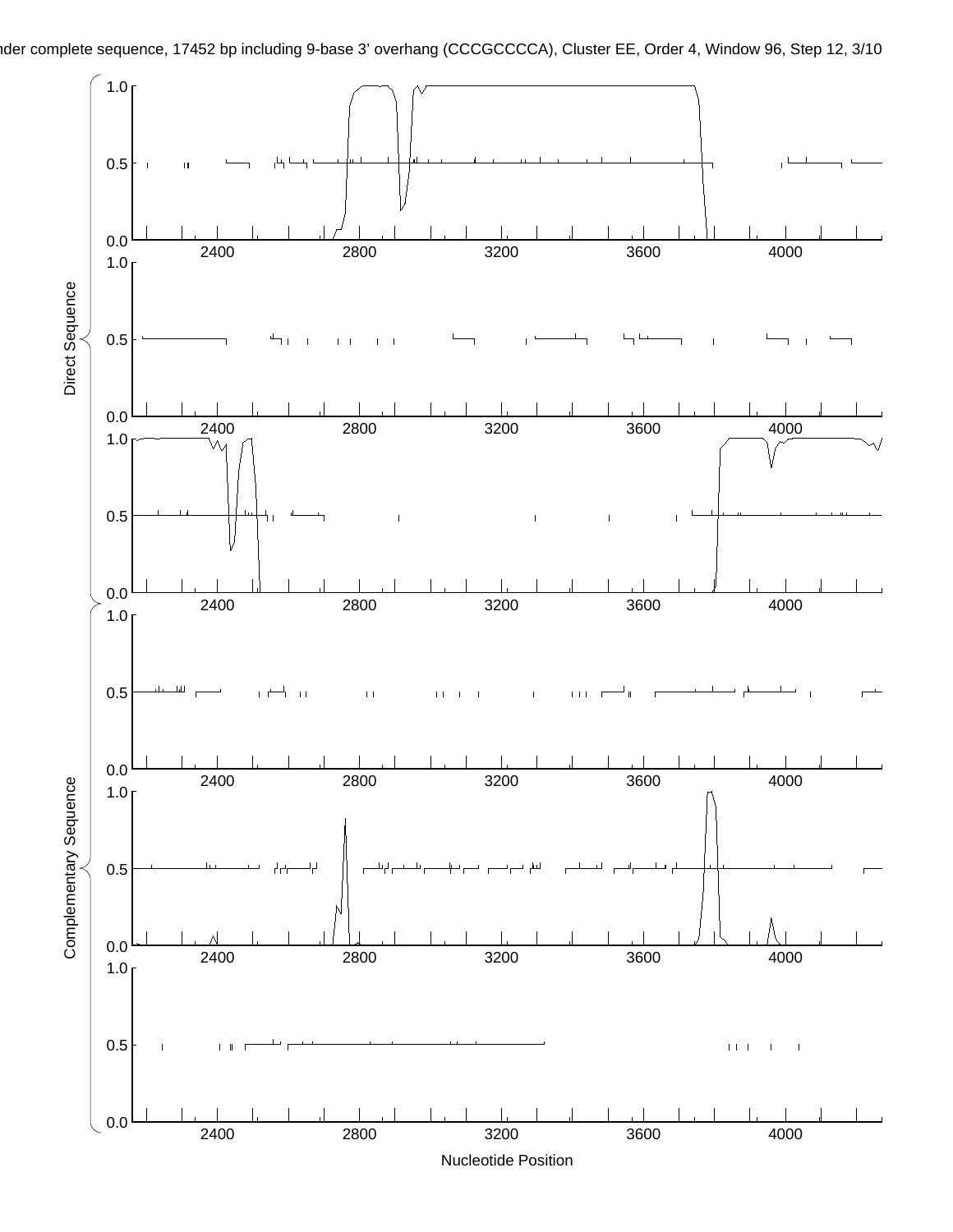nder complete sequence, 17452 bp including 9-base 3' overhang (CCCGCCCCA), Cluster EE, Order 4, Window 96, Step 12, 3/10

Direct Sequence

Complementary Sequence

Nucleotide Position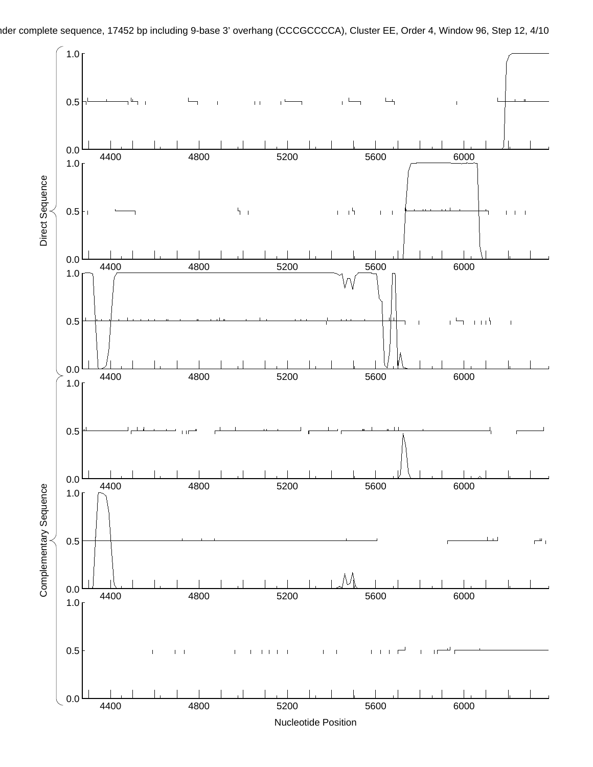nder complete sequence, 17452 bp including 9-base 3' overhang (CCCGCCCCA), Cluster EE, Order 4, Window 96, Step 12, 4/10

Direct Sequence

Complementary Sequence

Nucleotide Position

4400 4800 5200 5600 6000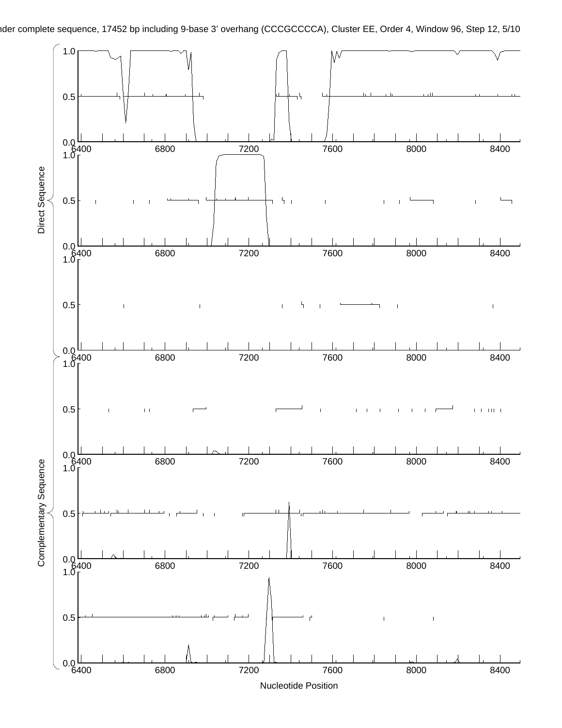nder complete sequence, 17452 bp including 9-base 3' overhang (CCCGCCCCA), Cluster EE, Order 4, Window 96, Step 12, 5/10

Direct Sequence

Complementary Sequence

Nucleotide Position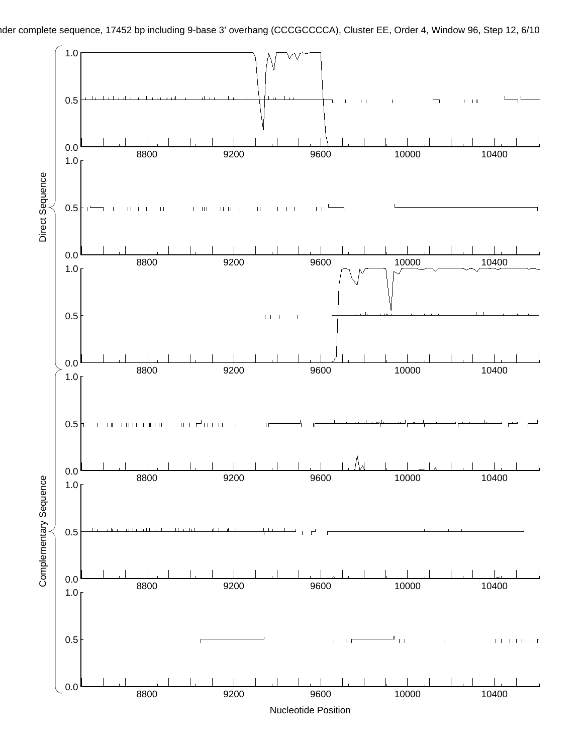nder complete sequence, 17452 bp including 9-base 3' overhang (CCCGCCCCA), Cluster EE, Order 4, Window 96, Step 12, 6/10

Direct Sequence

1.0
0.5
0.0
8800 9200 9600 10000 10400

1.0
0.5
0.0
8800 9200 9600 10000 10400

1.0
0.5
0.0
8800 9200 9600 10000 10400

Complementary Sequence

1.0
0.5
0.0
8800 9200 9600 10000 10400

1.0
0.5
0.0
8800 9200 9600 10000 10400

1.0
0.5
0.0
8800 9200 9600 10000 10400

Nucleotide Position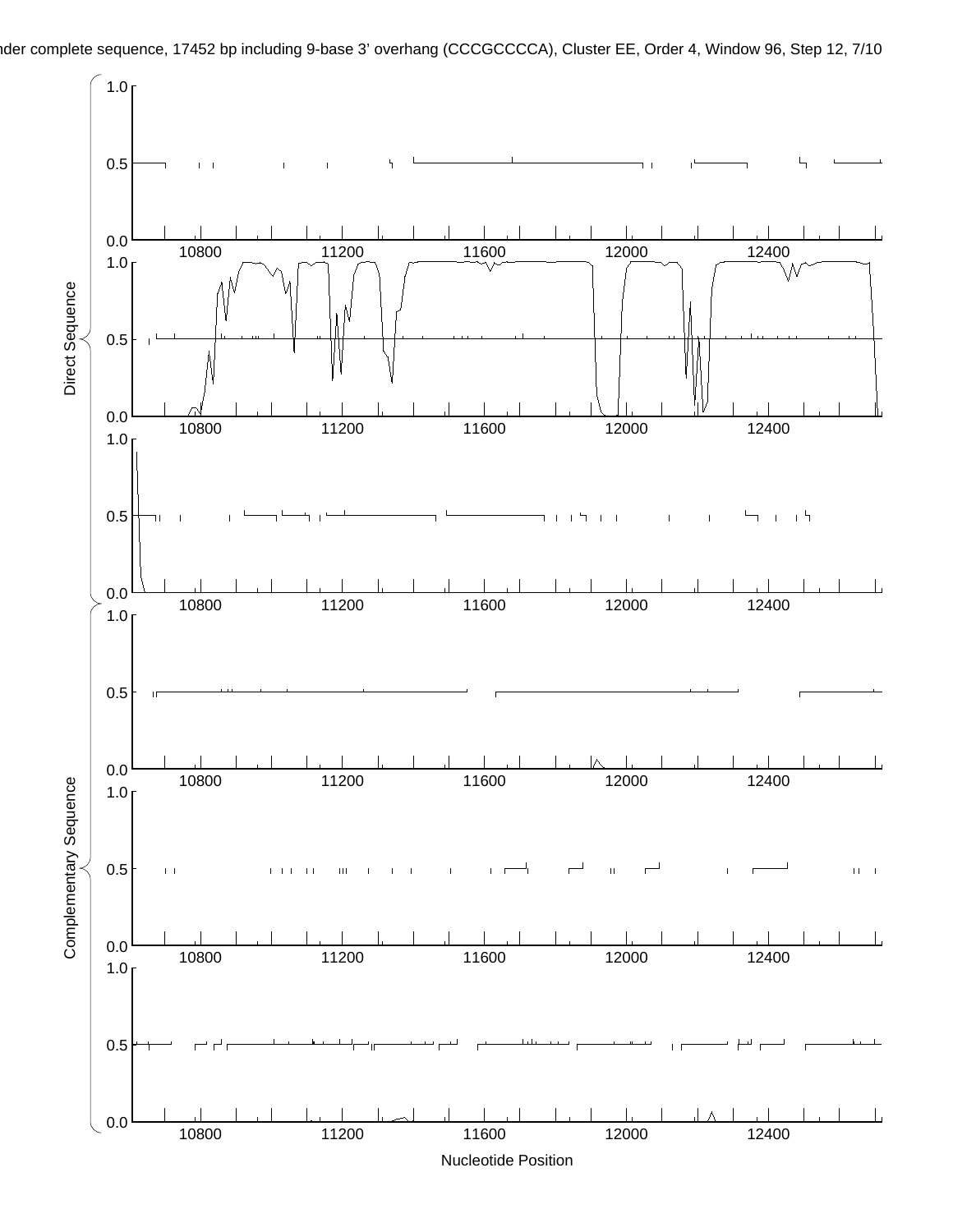nder complete sequence, 17452 bp including 9-base 3' overhang (CCCGCCCCA), Cluster EE, Order 4, Window 96, Step 12, 7/10

Direct Sequence

Complementary Sequence

Nucleotide Position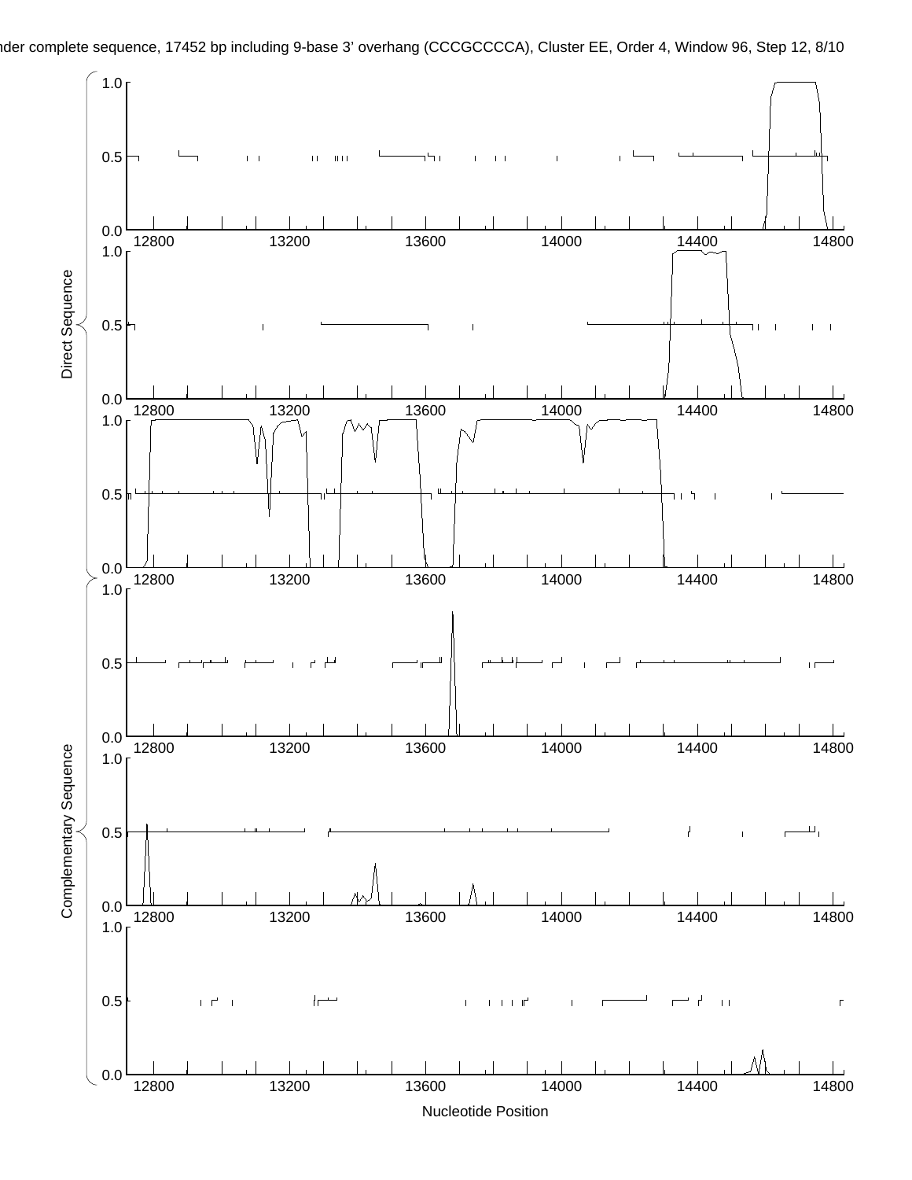nder complete sequence, 17452 bp including 9-base 3' overhang (CCCGCCCCA), Cluster EE, Order 4, Window 96, Step 12, 8/10

Direct Sequence

Complementary Sequence

Nucleotide Position

12800 13200 13600 14000 14400 14800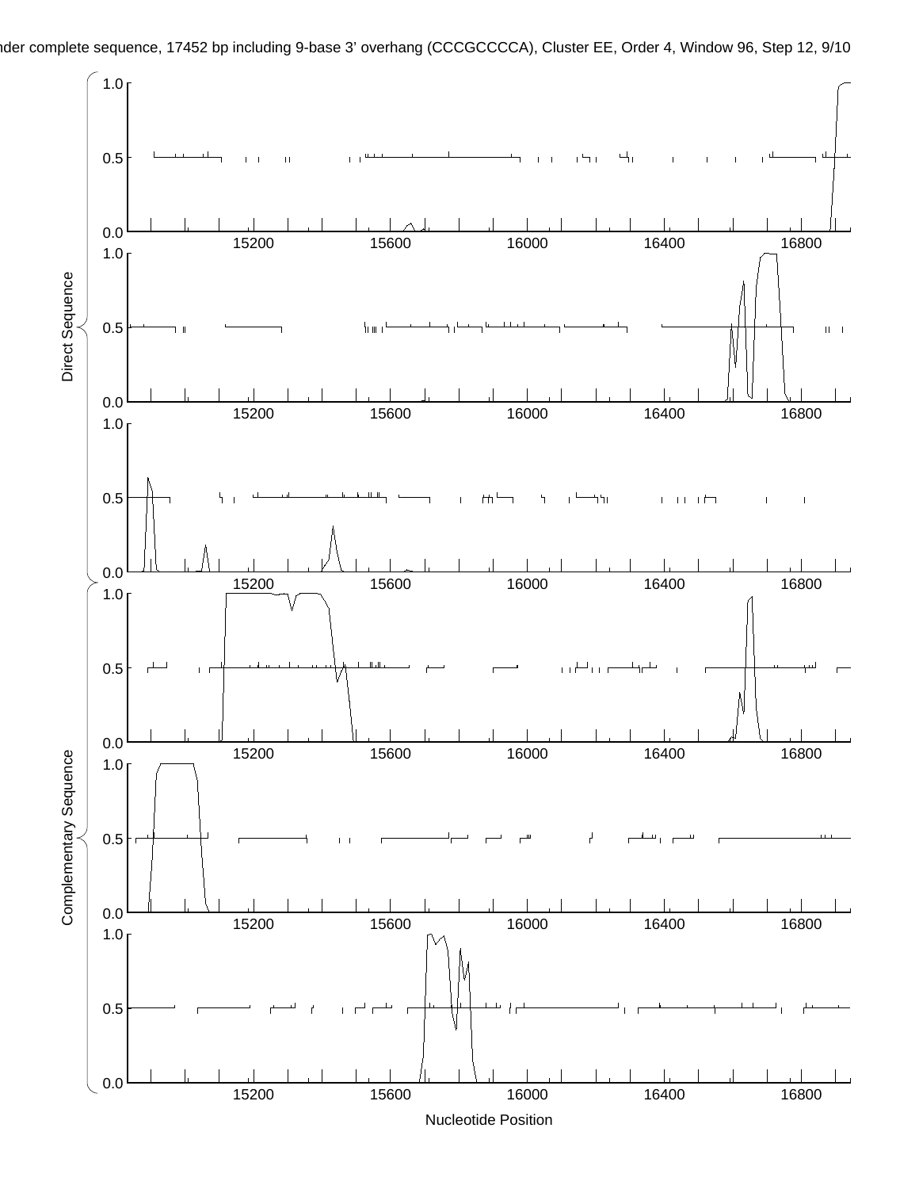nder complete sequence, 17452 bp including 9-base 3' overhang (CCCGCCCCA), Cluster EE, Order 4, Window 96, Step 12

Direct Sequence

Complementary Sequence

Nucleotide Position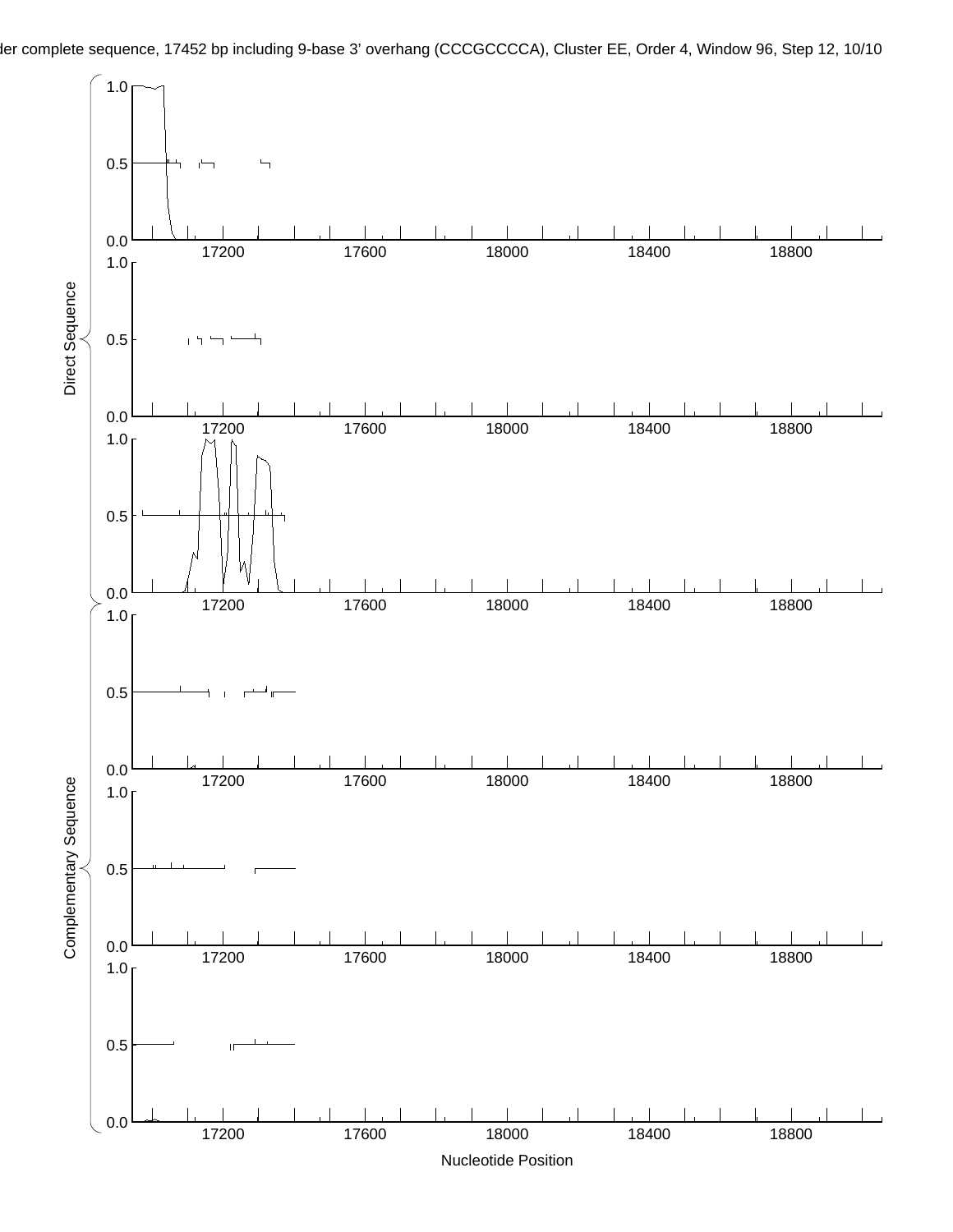der complete sequence, 17452 bp including 9-base 3’ overhang (CCCGCCCCA), Cluster EE, Order 4, Window 96, Step 12, 10/10

Direct Sequence

1.0
0.5
0.0
17200
17600
18000
18400
18800

1.0
0.5
0.0
17200
17600
18000
18400
18800

1.0
0.5
0.0
17200
17600
18000
18400
18800

Complementary Sequence

1.0
0.5
0.0
17200
17600
18000
18400
18800

1.0
0.5
0.0
17200
17600
18000
18400
18800

1.0
0.5
0.0
17200
17600
18000
18400
18800

Nucleotide Position